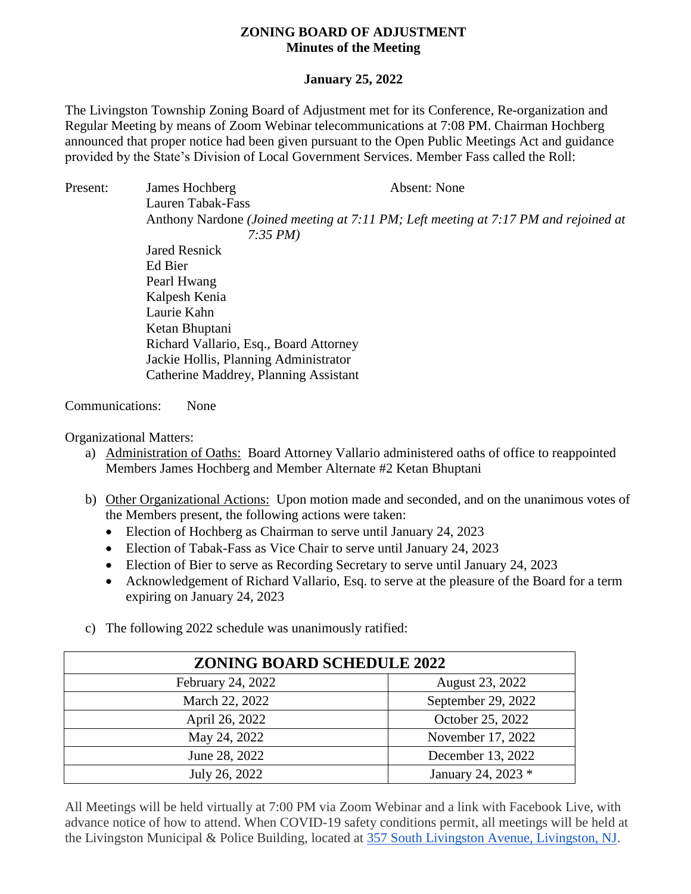# ZONING BOARD OF ADJUSTMENT
## Minutes of the Meeting

**January 25, 2022**

The Livingston Township Zoning Board of Adjustment met for its Conference, Re-organization and Regular Meeting by means of Zoom Webinar telecommunications at 7:08 PM. Chairman Hochberg announced that proper notice had been given pursuant to the Open Public Meetings Act and guidance provided by the State's Division of Local Government Services. Member Fass called the Roll:

Present:
- James Hochberg
- Lauren Tabak-Fass
- Anthony Nardone *(Joined meeting at 7:11 PM; Left meeting at 7:17 PM and rejoined at 7:35 PM)*
- Jared Resnick
- Ed Bier
- Pearl Hwang
- Kalpesh Kenia
- Laurie Kahn
- Ketan Bhuptani
- Richard Vallario, Esq., Board Attorney
- Jackie Hollis, Planning Administrator
- Catherine Maddrey, Planning Assistant

Absent: None

Communications: None

Organizational Matters:

a) Administration of Oaths: Board Attorney Vallario administered oaths of office to reappointed Members James Hochberg and Member Alternate #2 Ketan Bhuptani

b) Other Organizational Actions: Upon motion made and seconded, and on the unanimous votes of the Members present, the following actions were taken:
   - Election of Hochberg as Chairman to serve until January 24, 2023
   - Election of Tabak-Fass as Vice Chair to serve until January 24, 2023
   - Election of Bier to serve as Recording Secretary to serve until January 24, 2023
   - Acknowledgement of Richard Vallario, Esq. to serve at the pleasure of the Board for a term expiring on January 24, 2023

c) The following 2022 schedule was unanimously ratified:

| ZONING BOARD SCHEDULE 2022 | |
|---|---|
| February 24, 2022 | August 23, 2022 |
| March 22, 2022 | September 29, 2022 |
| April 26, 2022 | October 25, 2022 |
| May 24, 2022 | November 17, 2022 |
| June 28, 2022 | December 13, 2022 |
| July 26, 2022 | January 24, 2023 * |

All Meetings will be held virtually at 7:00 PM via Zoom Webinar and a link with Facebook Live, with advance notice of how to attend. When COVID-19 safety conditions permit, all meetings will be held at the Livingston Municipal & Police Building, located at 357 South Livingston Avenue, Livingston, NJ.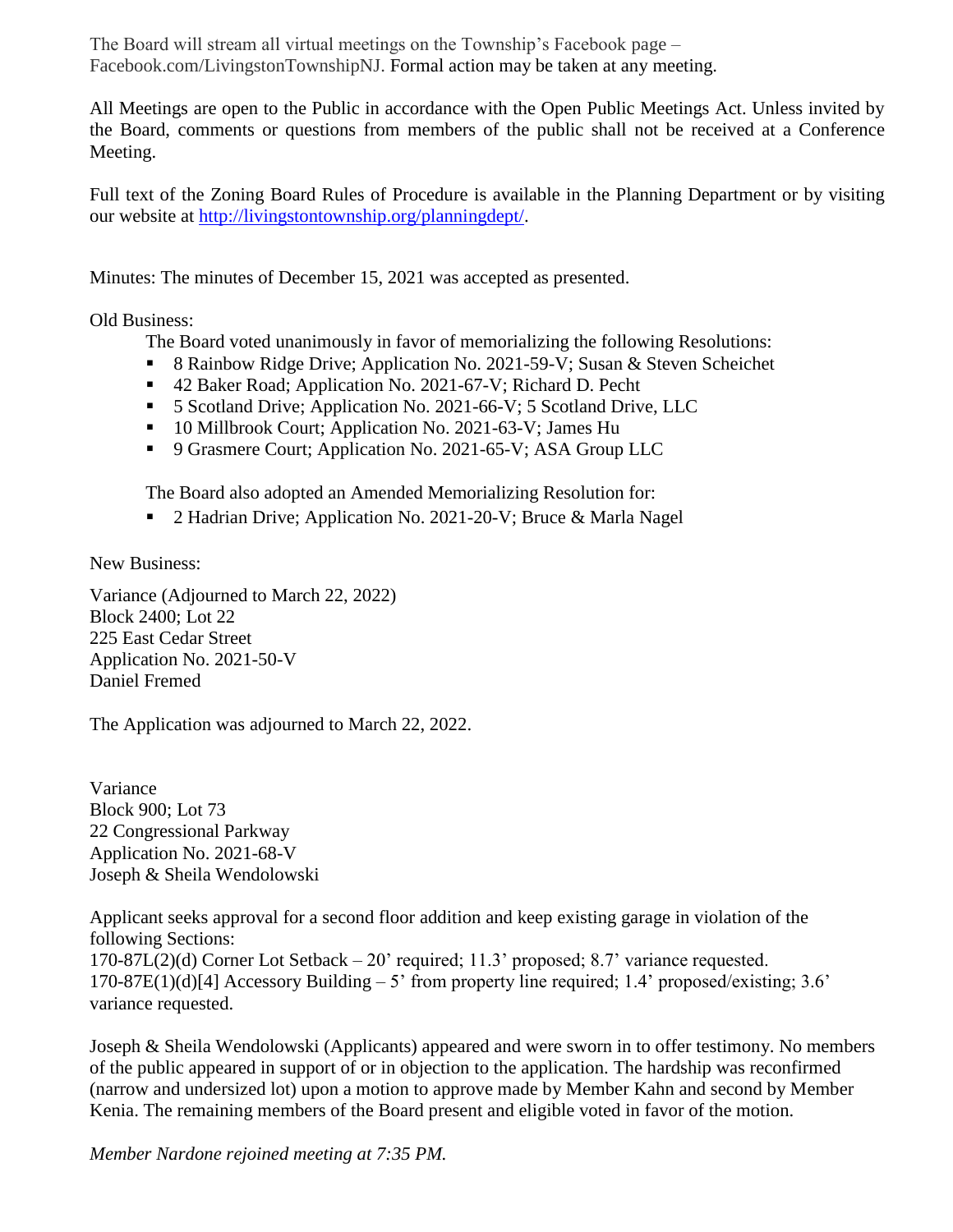The Board will stream all virtual meetings on the Township's Facebook page – Facebook.com/LivingstonTownshipNJ. Formal action may be taken at any meeting.

All Meetings are open to the Public in accordance with the Open Public Meetings Act. Unless invited by the Board, comments or questions from members of the public shall not be received at a Conference Meeting.

Full text of the Zoning Board Rules of Procedure is available in the Planning Department or by visiting our website at http://livingstontownship.org/planningdept/.

Minutes: The minutes of December 15, 2021 was accepted as presented.

Old Business:

The Board voted unanimously in favor of memorializing the following Resolutions:

- 8 Rainbow Ridge Drive; Application No. 2021-59-V; Susan & Steven Scheichet
- 42 Baker Road; Application No. 2021-67-V; Richard D. Pecht
- 5 Scotland Drive; Application No. 2021-66-V; 5 Scotland Drive, LLC
- 10 Millbrook Court; Application No. 2021-63-V; James Hu
- 9 Grasmere Court; Application No. 2021-65-V; ASA Group LLC

The Board also adopted an Amended Memorializing Resolution for:

- 2 Hadrian Drive; Application No. 2021-20-V; Bruce & Marla Nagel

New Business:

Variance (Adjourned to March 22, 2022)
Block 2400; Lot 22
225 East Cedar Street
Application No. 2021-50-V
Daniel Fremed

The Application was adjourned to March 22, 2022.

Variance
Block 900; Lot 73
22 Congressional Parkway
Application No. 2021-68-V
Joseph & Sheila Wendolowski

Applicant seeks approval for a second floor addition and keep existing garage in violation of the following Sections:
170-87L(2)(d) Corner Lot Setback – 20' required; 11.3' proposed; 8.7' variance requested.
170-87E(1)(d)[4] Accessory Building – 5' from property line required; 1.4' proposed/existing; 3.6' variance requested.

Joseph & Sheila Wendolowski (Applicants) appeared and were sworn in to offer testimony. No members of the public appeared in support of or in objection to the application. The hardship was reconfirmed (narrow and undersized lot) upon a motion to approve made by Member Kahn and second by Member Kenia. The remaining members of the Board present and eligible voted in favor of the motion.

*Member Nardone rejoined meeting at 7:35 PM.*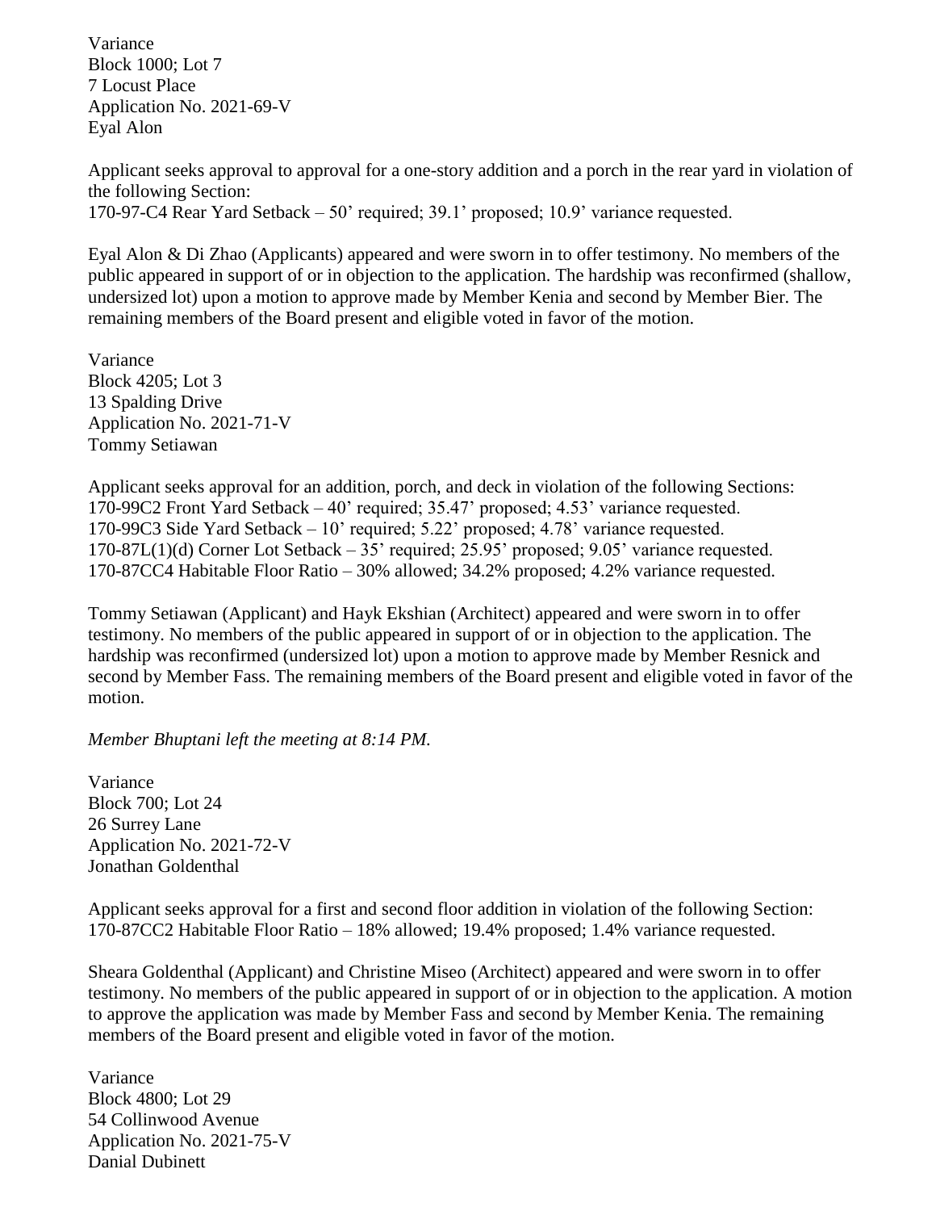Variance
Block 1000; Lot 7
7 Locust Place
Application No. 2021-69-V
Eyal Alon

Applicant seeks approval to approval for a one-story addition and a porch in the rear yard in violation of the following Section:
170-97-C4 Rear Yard Setback – 50' required; 39.1' proposed; 10.9' variance requested.

Eyal Alon & Di Zhao (Applicants) appeared and were sworn in to offer testimony. No members of the public appeared in support of or in objection to the application. The hardship was reconfirmed (shallow, undersized lot) upon a motion to approve made by Member Kenia and second by Member Bier. The remaining members of the Board present and eligible voted in favor of the motion.

Variance
Block 4205; Lot 3
13 Spalding Drive
Application No. 2021-71-V
Tommy Setiawan

Applicant seeks approval for an addition, porch, and deck in violation of the following Sections:
170-99C2 Front Yard Setback – 40' required; 35.47' proposed; 4.53' variance requested.
170-99C3 Side Yard Setback – 10' required; 5.22' proposed; 4.78' variance requested.
170-87L(1)(d) Corner Lot Setback – 35' required; 25.95' proposed; 9.05' variance requested.
170-87CC4 Habitable Floor Ratio – 30% allowed; 34.2% proposed; 4.2% variance requested.

Tommy Setiawan (Applicant) and Hayk Ekshian (Architect) appeared and were sworn in to offer testimony. No members of the public appeared in support of or in objection to the application. The hardship was reconfirmed (undersized lot) upon a motion to approve made by Member Resnick and second by Member Fass. The remaining members of the Board present and eligible voted in favor of the motion.

*Member Bhuptani left the meeting at 8:14 PM.*

Variance
Block 700; Lot 24
26 Surrey Lane
Application No. 2021-72-V
Jonathan Goldenthal

Applicant seeks approval for a first and second floor addition in violation of the following Section:
170-87CC2 Habitable Floor Ratio – 18% allowed; 19.4% proposed; 1.4% variance requested.

Sheara Goldenthal (Applicant) and Christine Miseo (Architect) appeared and were sworn in to offer testimony. No members of the public appeared in support of or in objection to the application. A motion to approve the application was made by Member Fass and second by Member Kenia. The remaining members of the Board present and eligible voted in favor of the motion.

Variance
Block 4800; Lot 29
54 Collinwood Avenue
Application No. 2021-75-V
Danial Dubinett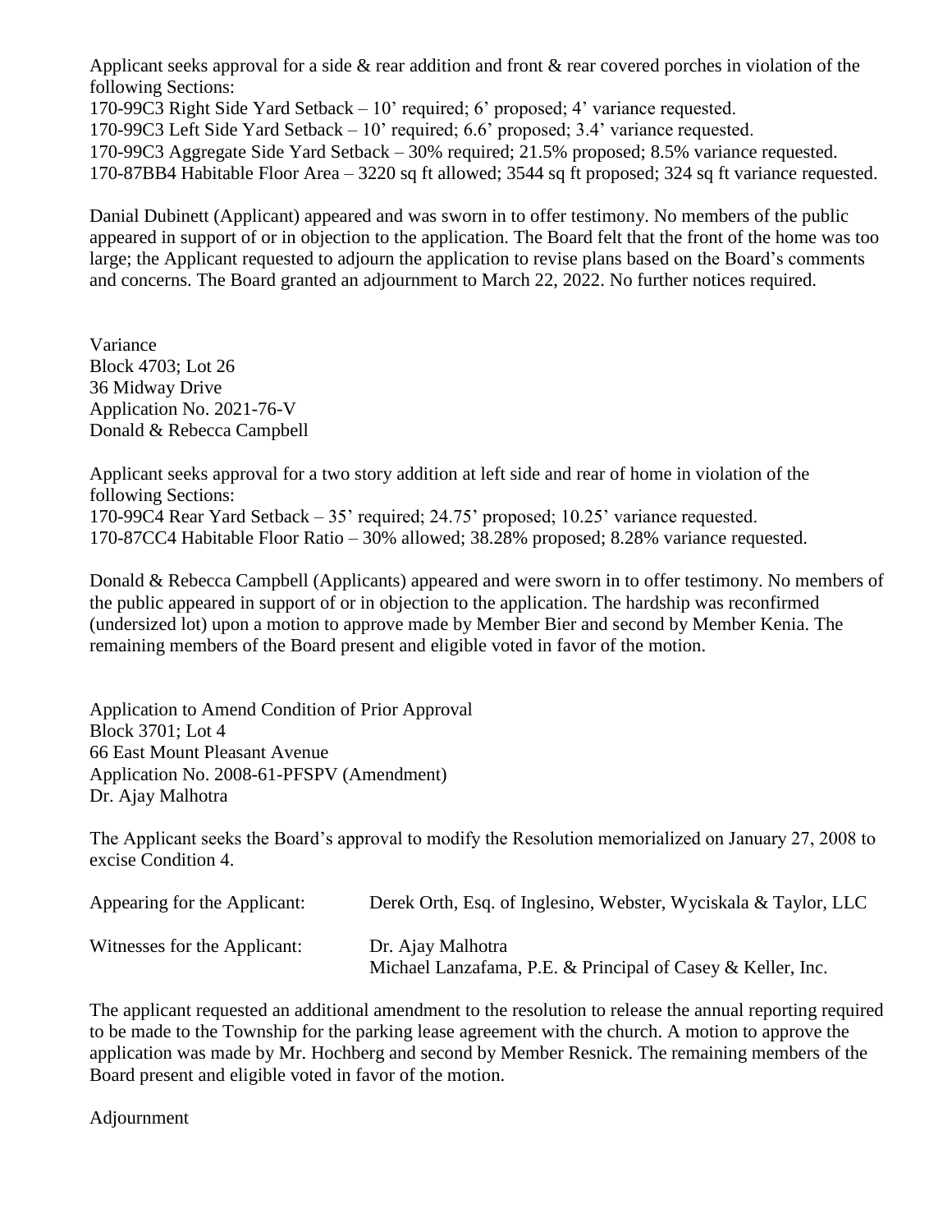Applicant seeks approval for a side & rear addition and front & rear covered porches in violation of the following Sections:
170-99C3 Right Side Yard Setback – 10' required; 6' proposed; 4' variance requested.
170-99C3 Left Side Yard Setback – 10' required; 6.6' proposed; 3.4' variance requested.
170-99C3 Aggregate Side Yard Setback – 30% required; 21.5% proposed; 8.5% variance requested.
170-87BB4 Habitable Floor Area – 3220 sq ft allowed; 3544 sq ft proposed; 324 sq ft variance requested.

Danial Dubinett (Applicant) appeared and was sworn in to offer testimony. No members of the public appeared in support of or in objection to the application. The Board felt that the front of the home was too large; the Applicant requested to adjourn the application to revise plans based on the Board's comments and concerns. The Board granted an adjournment to March 22, 2022. No further notices required.

Variance
Block 4703; Lot 26
36 Midway Drive
Application No. 2021-76-V
Donald & Rebecca Campbell

Applicant seeks approval for a two story addition at left side and rear of home in violation of the following Sections:
170-99C4 Rear Yard Setback – 35' required; 24.75' proposed; 10.25' variance requested.
170-87CC4 Habitable Floor Ratio – 30% allowed; 38.28% proposed; 8.28% variance requested.

Donald & Rebecca Campbell (Applicants) appeared and were sworn in to offer testimony. No members of the public appeared in support of or in objection to the application. The hardship was reconfirmed (undersized lot) upon a motion to approve made by Member Bier and second by Member Kenia. The remaining members of the Board present and eligible voted in favor of the motion.

Application to Amend Condition of Prior Approval
Block 3701; Lot 4
66 East Mount Pleasant Avenue
Application No. 2008-61-PFSPV (Amendment)
Dr. Ajay Malhotra

The Applicant seeks the Board's approval to modify the Resolution memorialized on January 27, 2008 to excise Condition 4.

Appearing for the Applicant: Derek Orth, Esq. of Inglesino, Webster, Wyciskala & Taylor, LLC

Witnesses for the Applicant: Dr. Ajay Malhotra
Michael Lanzafama, P.E. & Principal of Casey & Keller, Inc.

The applicant requested an additional amendment to the resolution to release the annual reporting required to be made to the Township for the parking lease agreement with the church. A motion to approve the application was made by Mr. Hochberg and second by Member Resnick. The remaining members of the Board present and eligible voted in favor of the motion.

Adjournment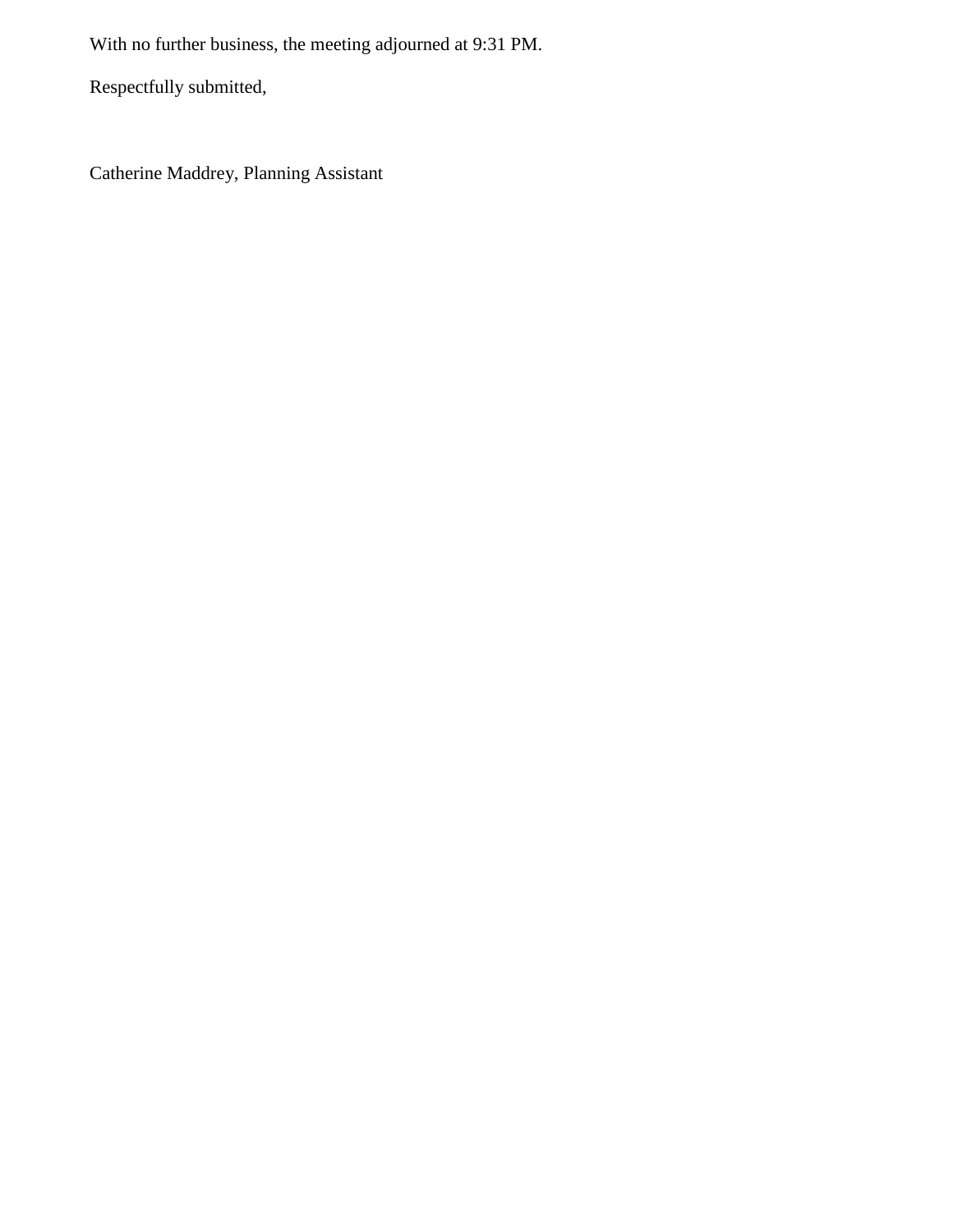With no further business, the meeting adjourned at 9:31 PM.

Respectfully submitted,

Catherine Maddrey, Planning Assistant